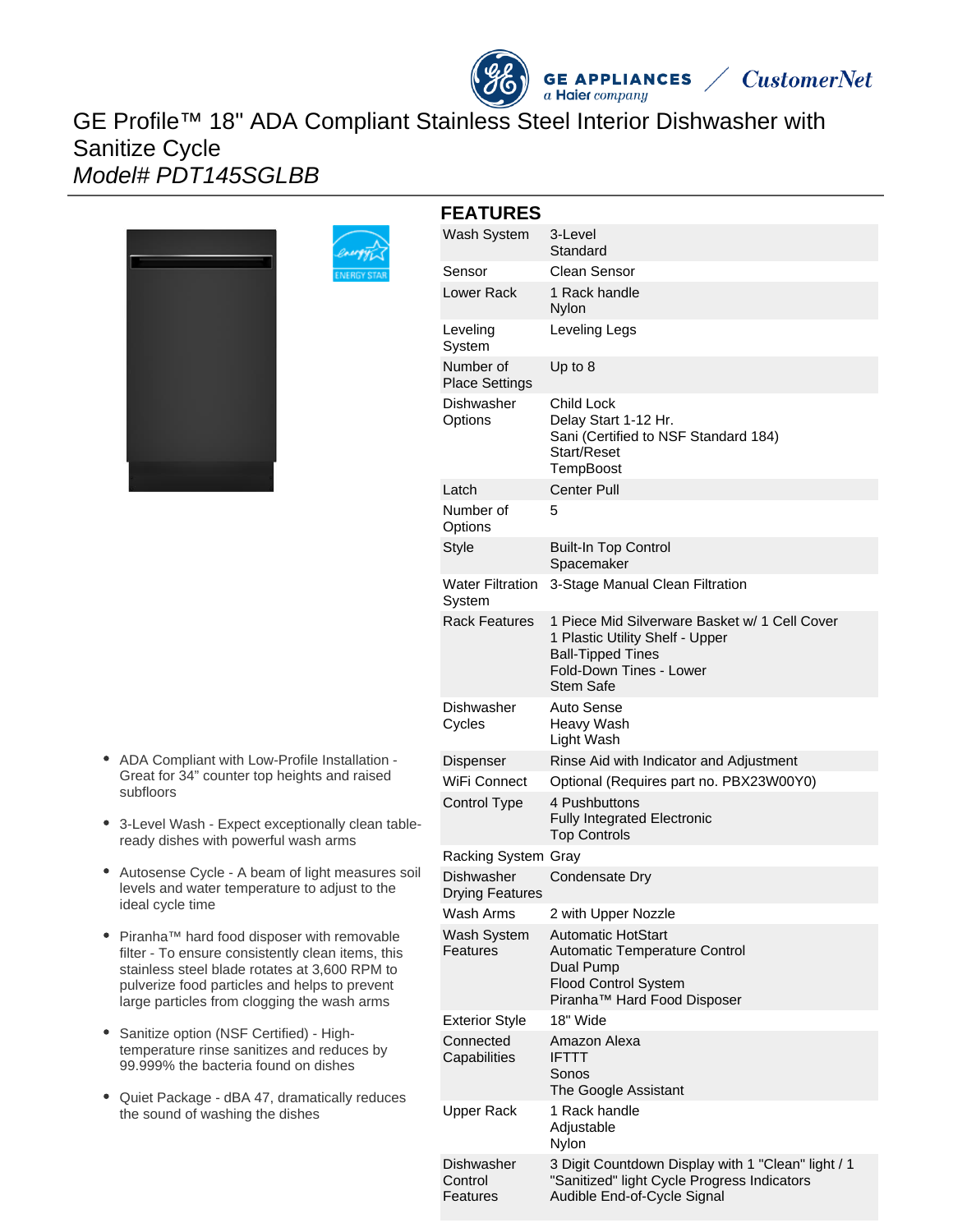# GE Profile™ 18" ADA Compliant Stainless Steel Interior Dishwasher with Sanitize Cycle

*Model# PDT145SGLBB*

- ADA Compliant with Low-Profile Installation - Great for 34" counter top heights and raised subfloors
- 3-Level Wash - Expect exceptionally clean table-ready dishes with powerful wash arms
- Autosense Cycle - A beam of light measures soil levels and water temperature to adjust to the ideal cycle time
- Piranha™ hard food disposer with removable filter - To ensure consistently clean items, this stainless steel blade rotates at 3,600 RPM to pulverize food particles and helps to prevent large particles from clogging the wash arms
- Sanitize option (NSF Certified) - High-temperature rinse sanitizes and reduces by 99.999% the bacteria found on dishes
- Quiet Package - dBA 47, dramatically reduces the sound of washing the dishes

## FEATURES

| | |
|---|---|
| Wash System | 3-Level<br>Standard |
| Sensor | Clean Sensor |
| Lower Rack | 1 Rack handle<br>Nylon |
| Leveling System | Leveling Legs |
| Number of Place Settings | Up to 8 |
| Dishwasher Options | Child Lock<br>Delay Start 1-12 Hr.<br>Sani (Certified to NSF Standard 184)<br>Start/Reset<br>TempBoost |
| Latch | Center Pull |
| Number of Options | 5 |
| Style | Built-In Top Control<br>Spacemaker |
| Water Filtration System | 3-Stage Manual Clean Filtration |
| Rack Features | 1 Piece Mid Silverware Basket w/ 1 Cell Cover<br>1 Plastic Utility Shelf - Upper<br>Ball-Tipped Tines<br>Fold-Down Tines - Lower<br>Stem Safe |
| Dishwasher Cycles | Auto Sense<br>Heavy Wash<br>Light Wash |
| Dispenser | Rinse Aid with Indicator and Adjustment |
| WiFi Connect | Optional (Requires part no. PBX23W00Y0) |
| Control Type | 4 Pushbuttons<br>Fully Integrated Electronic<br>Top Controls |
| Racking System | Gray |
| Dishwasher Drying Features | Condensate Dry |
| Wash Arms | 2 with Upper Nozzle |
| Wash System Features | Automatic HotStart<br>Automatic Temperature Control<br>Dual Pump<br>Flood Control System<br>Piranha™ Hard Food Disposer |
| Exterior Style | 18" Wide |
| Connected Capabilities | Amazon Alexa<br>IFTTT<br>Sonos<br>The Google Assistant |
| Upper Rack | 1 Rack handle<br>Adjustable<br>Nylon |
| Dishwasher Control Features | 3 Digit Countdown Display with 1 "Clean" light / 1 "Sanitized" light Cycle Progress Indicators<br>Audible End-of-Cycle Signal |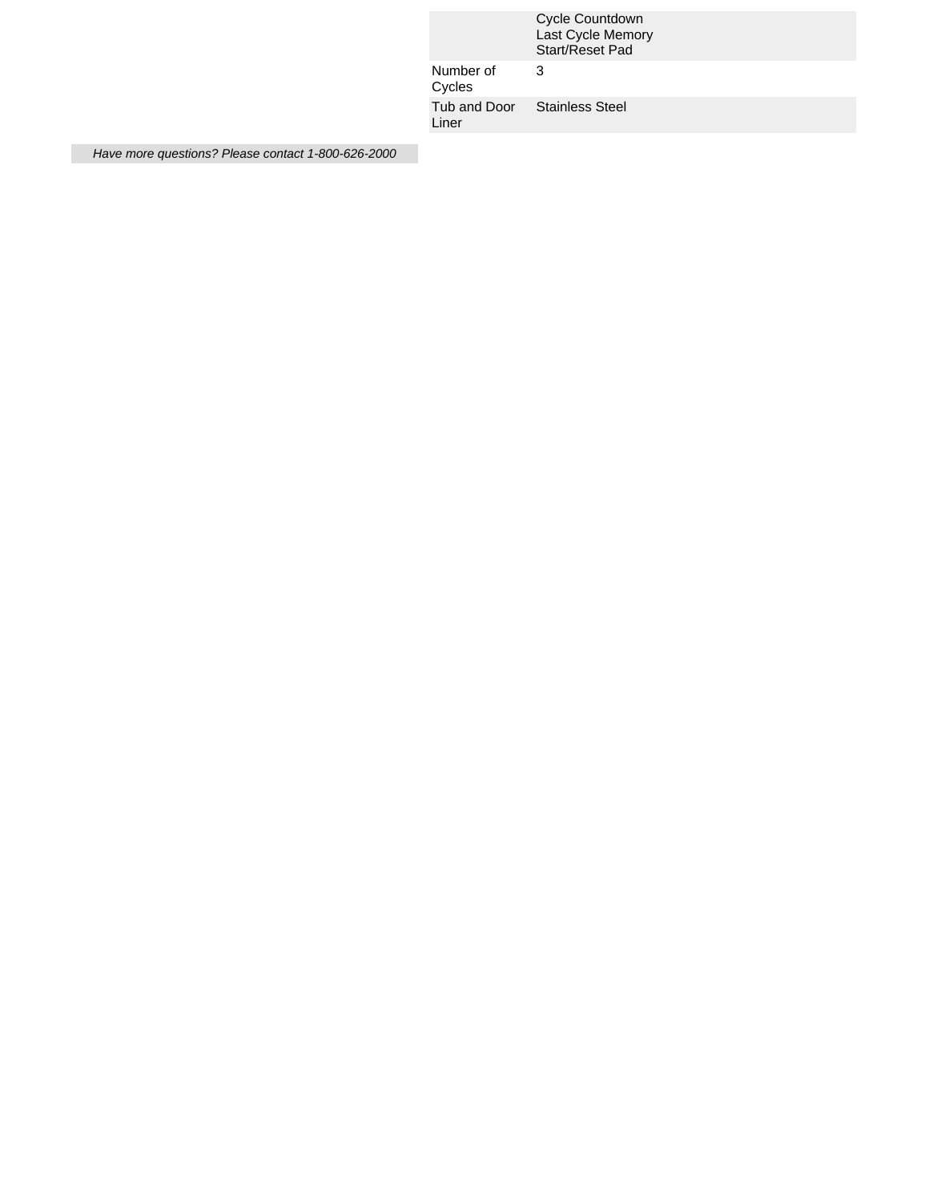| | |
|---|---|
| | Cycle Countdown<br>Last Cycle Memory<br>Start/Reset Pad |
| Number of Cycles | 3 |
| Tub and Door Liner | Stainless Steel |

*Have more questions? Please contact 1-800-626-2000*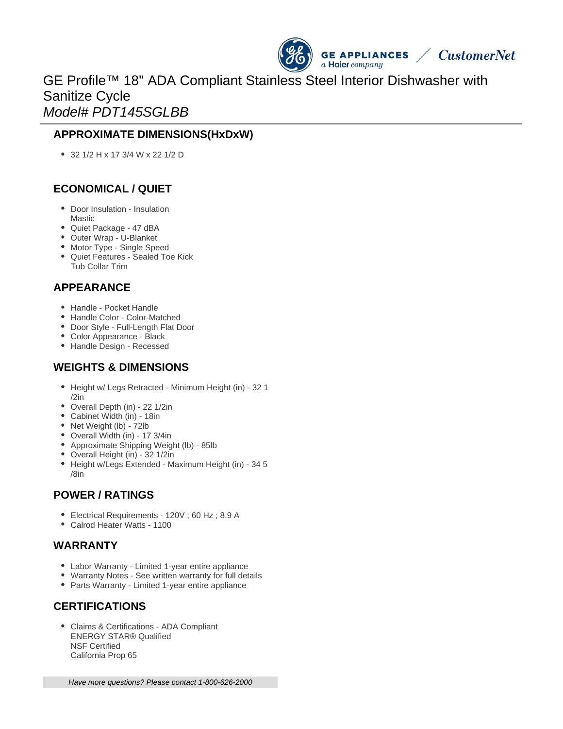GE APPLIANCES a Haier company / CustomerNet

# GE Profile™ 18" ADA Compliant Stainless Steel Interior Dishwasher with Sanitize Cycle

*Model# PDT145SGLBB*

## APPROXIMATE DIMENSIONS(HxDxW)

- 32 1/2 H x 17 3/4 W x 22 1/2 D

## ECONOMICAL / QUIET

- Door Insulation - Insulation Mastic
- Quiet Package - 47 dBA
- Outer Wrap - U-Blanket
- Motor Type - Single Speed
- Quiet Features - Sealed Toe Kick Tub Collar Trim

## APPEARANCE

- Handle - Pocket Handle
- Handle Color - Color-Matched
- Door Style - Full-Length Flat Door
- Color Appearance - Black
- Handle Design - Recessed

## WEIGHTS & DIMENSIONS

- Height w/ Legs Retracted - Minimum Height (in) - 32 1 /2in
- Overall Depth (in) - 22 1/2in
- Cabinet Width (in) - 18in
- Net Weight (lb) - 72lb
- Overall Width (in) - 17 3/4in
- Approximate Shipping Weight (lb) - 85lb
- Overall Height (in) - 32 1/2in
- Height w/Legs Extended - Maximum Height (in) - 34 5 /8in

## POWER / RATINGS

- Electrical Requirements - 120V ; 60 Hz ; 8.9 A
- Calrod Heater Watts - 1100

## WARRANTY

- Labor Warranty - Limited 1-year entire appliance
- Warranty Notes - See written warranty for full details
- Parts Warranty - Limited 1-year entire appliance

## CERTIFICATIONS

- Claims & Certifications - ADA Compliant ENERGY STAR® Qualified NSF Certified California Prop 65

*Have more questions? Please contact 1-800-626-2000*